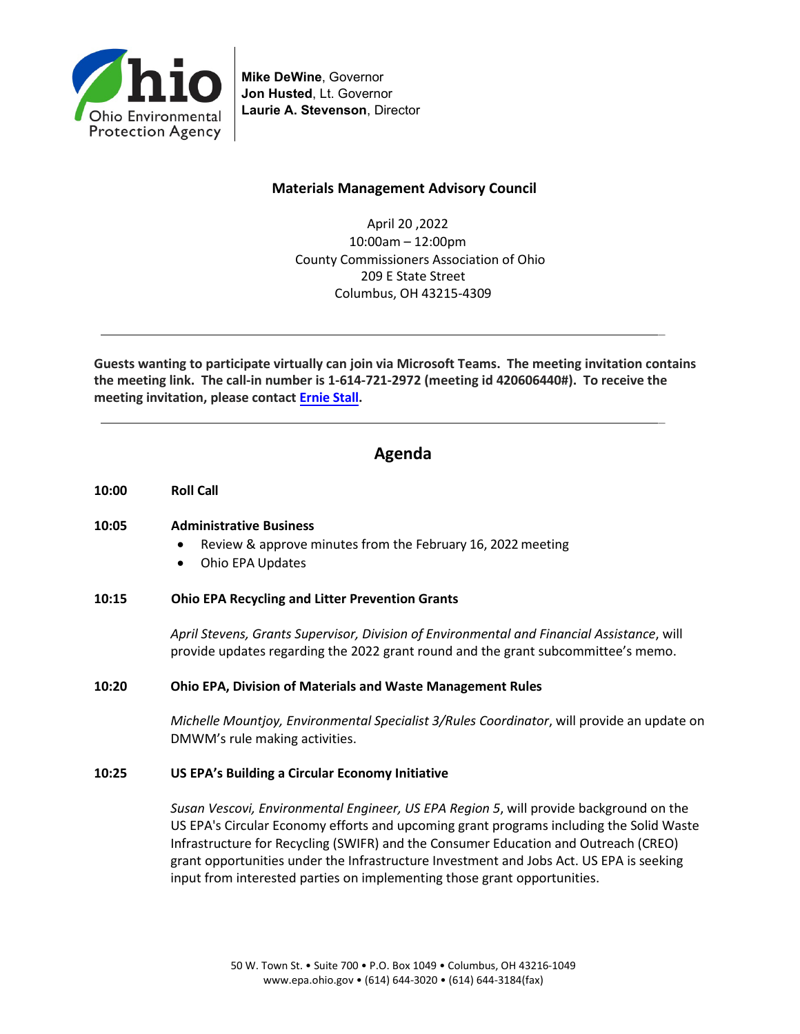Ohio Environmental Protection Agency

**Mike DeWine**, Governor
**Jon Husted**, Lt. Governor
**Laurie A. Stevenson**, Director

## Materials Management Advisory Council

April 20 ,2022
10:00am – 12:00pm
County Commissioners Association of Ohio
209 E State Street
Columbus, OH 43215-4309

---

**Guests wanting to participate virtually can join via Microsoft Teams. The meeting invitation contains the meeting link. The call-in number is 1-614-721-2972 (meeting id 420606440#). To receive the meeting invitation, please contact Ernie Stall.**

---

# Agenda

**10:00 Roll Call**

**10:05 Administrative Business**

- Review & approve minutes from the February 16, 2022 meeting
- Ohio EPA Updates

**10:15 Ohio EPA Recycling and Litter Prevention Grants**

*April Stevens, Grants Supervisor, Division of Environmental and Financial Assistance*, will provide updates regarding the 2022 grant round and the grant subcommittee's memo.

**10:20 Ohio EPA, Division of Materials and Waste Management Rules**

*Michelle Mountjoy, Environmental Specialist 3/Rules Coordinator*, will provide an update on DMWM's rule making activities.

**10:25 US EPA's Building a Circular Economy Initiative**

*Susan Vescovi, Environmental Engineer, US EPA Region 5*, will provide background on the US EPA's Circular Economy efforts and upcoming grant programs including the Solid Waste Infrastructure for Recycling (SWIFR) and the Consumer Education and Outreach (CREO) grant opportunities under the Infrastructure Investment and Jobs Act. US EPA is seeking input from interested parties on implementing those grant opportunities.

50 W. Town St. • Suite 700 • P.O. Box 1049 • Columbus, OH 43216-1049
www.epa.ohio.gov • (614) 644-3020 • (614) 644-3184(fax)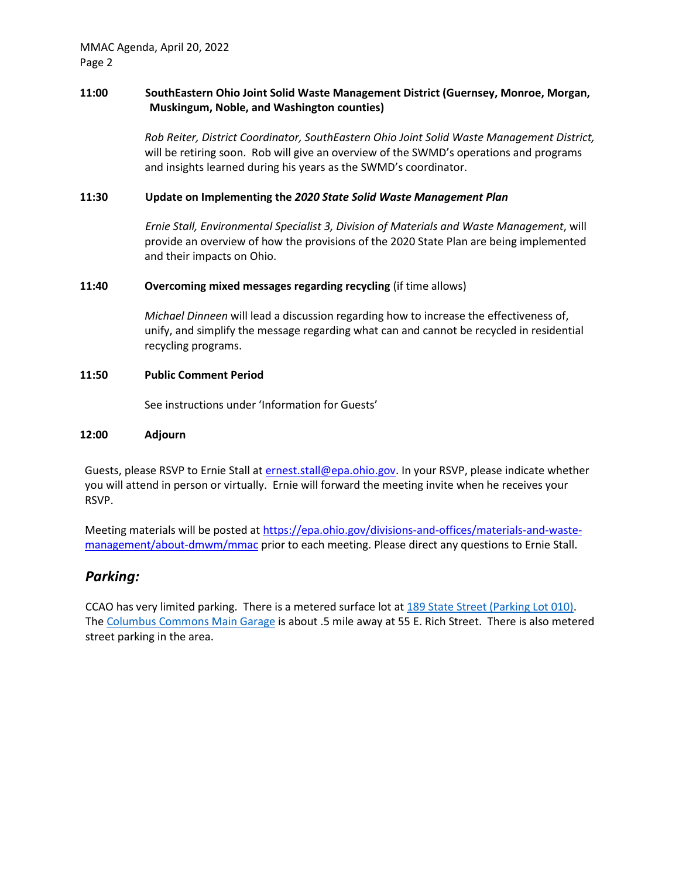**11:00 SouthEastern Ohio Joint Solid Waste Management District (Guernsey, Monroe, Morgan, Muskingum, Noble, and Washington counties)**

*Rob Reiter, District Coordinator, SouthEastern Ohio Joint Solid Waste Management District,* will be retiring soon. Rob will give an overview of the SWMD's operations and programs and insights learned during his years as the SWMD's coordinator.

**11:30 Update on Implementing the *2020 State Solid Waste Management Plan***

*Ernie Stall, Environmental Specialist 3, Division of Materials and Waste Management*, will provide an overview of how the provisions of the 2020 State Plan are being implemented and their impacts on Ohio.

**11:40 Overcoming mixed messages regarding recycling** (if time allows)

*Michael Dinneen* will lead a discussion regarding how to increase the effectiveness of, unify, and simplify the message regarding what can and cannot be recycled in residential recycling programs.

**11:50 Public Comment Period**

See instructions under 'Information for Guests'

**12:00 Adjourn**

Guests, please RSVP to Ernie Stall at ernest.stall@epa.ohio.gov. In your RSVP, please indicate whether you will attend in person or virtually. Ernie will forward the meeting invite when he receives your RSVP.

Meeting materials will be posted at https://epa.ohio.gov/divisions-and-offices/materials-and-waste-management/about-dmwm/mmac prior to each meeting. Please direct any questions to Ernie Stall.

## *Parking:*

CCAO has very limited parking. There is a metered surface lot at 189 State Street (Parking Lot 010). The Columbus Commons Main Garage is about .5 mile away at 55 E. Rich Street. There is also metered street parking in the area.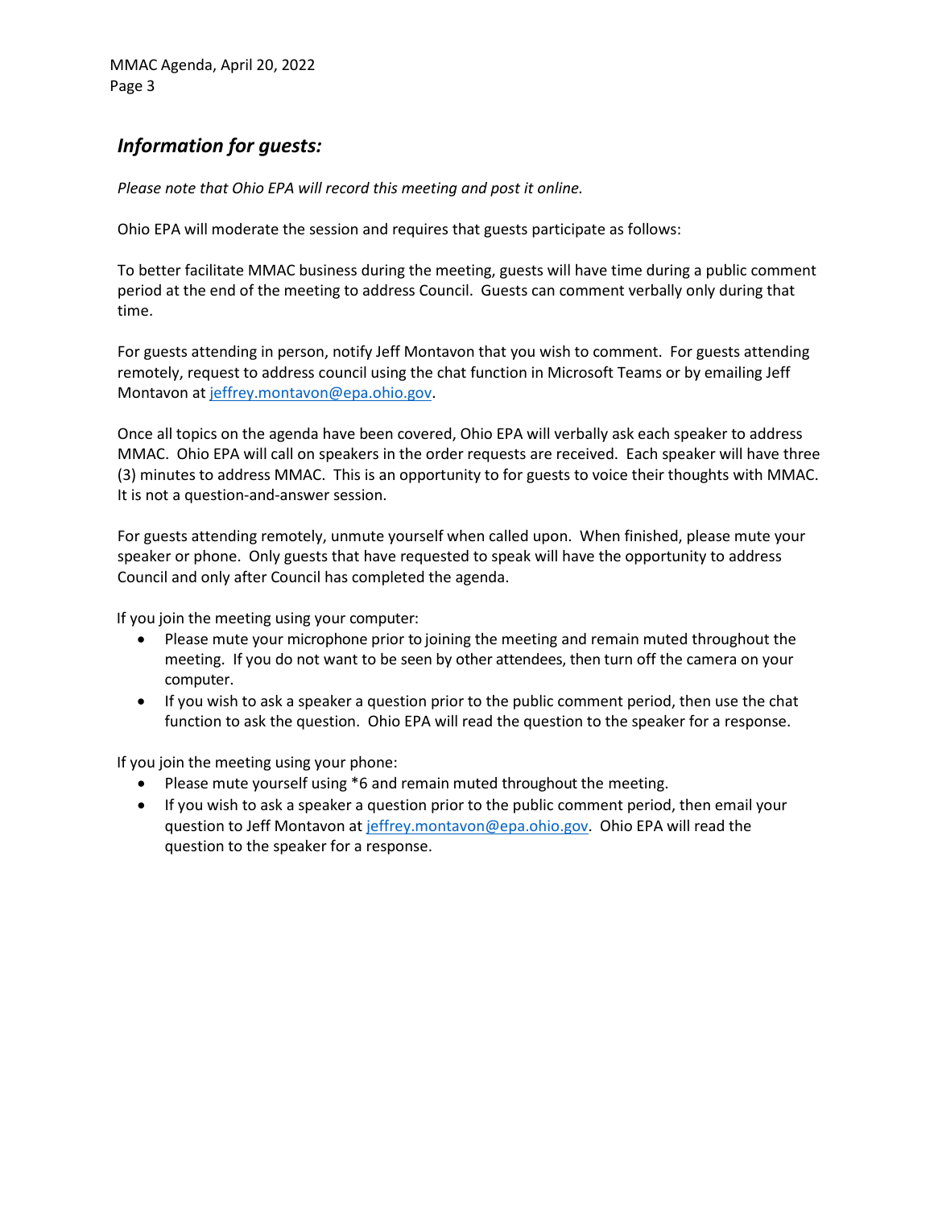## *Information for guests:*

*Please note that Ohio EPA will record this meeting and post it online.*

Ohio EPA will moderate the session and requires that guests participate as follows:

To better facilitate MMAC business during the meeting, guests will have time during a public comment period at the end of the meeting to address Council. Guests can comment verbally only during that time.

For guests attending in person, notify Jeff Montavon that you wish to comment. For guests attending remotely, request to address council using the chat function in Microsoft Teams or by emailing Jeff Montavon at jeffrey.montavon@epa.ohio.gov.

Once all topics on the agenda have been covered, Ohio EPA will verbally ask each speaker to address MMAC. Ohio EPA will call on speakers in the order requests are received. Each speaker will have three (3) minutes to address MMAC. This is an opportunity to for guests to voice their thoughts with MMAC. It is not a question-and-answer session.

For guests attending remotely, unmute yourself when called upon. When finished, please mute your speaker or phone. Only guests that have requested to speak will have the opportunity to address Council and only after Council has completed the agenda.

If you join the meeting using your computer:

- Please mute your microphone prior to joining the meeting and remain muted throughout the meeting. If you do not want to be seen by other attendees, then turn off the camera on your computer.
- If you wish to ask a speaker a question prior to the public comment period, then use the chat function to ask the question. Ohio EPA will read the question to the speaker for a response.

If you join the meeting using your phone:

- Please mute yourself using *6 and remain muted throughout the meeting.
- If you wish to ask a speaker a question prior to the public comment period, then email your question to Jeff Montavon at jeffrey.montavon@epa.ohio.gov. Ohio EPA will read the question to the speaker for a response.